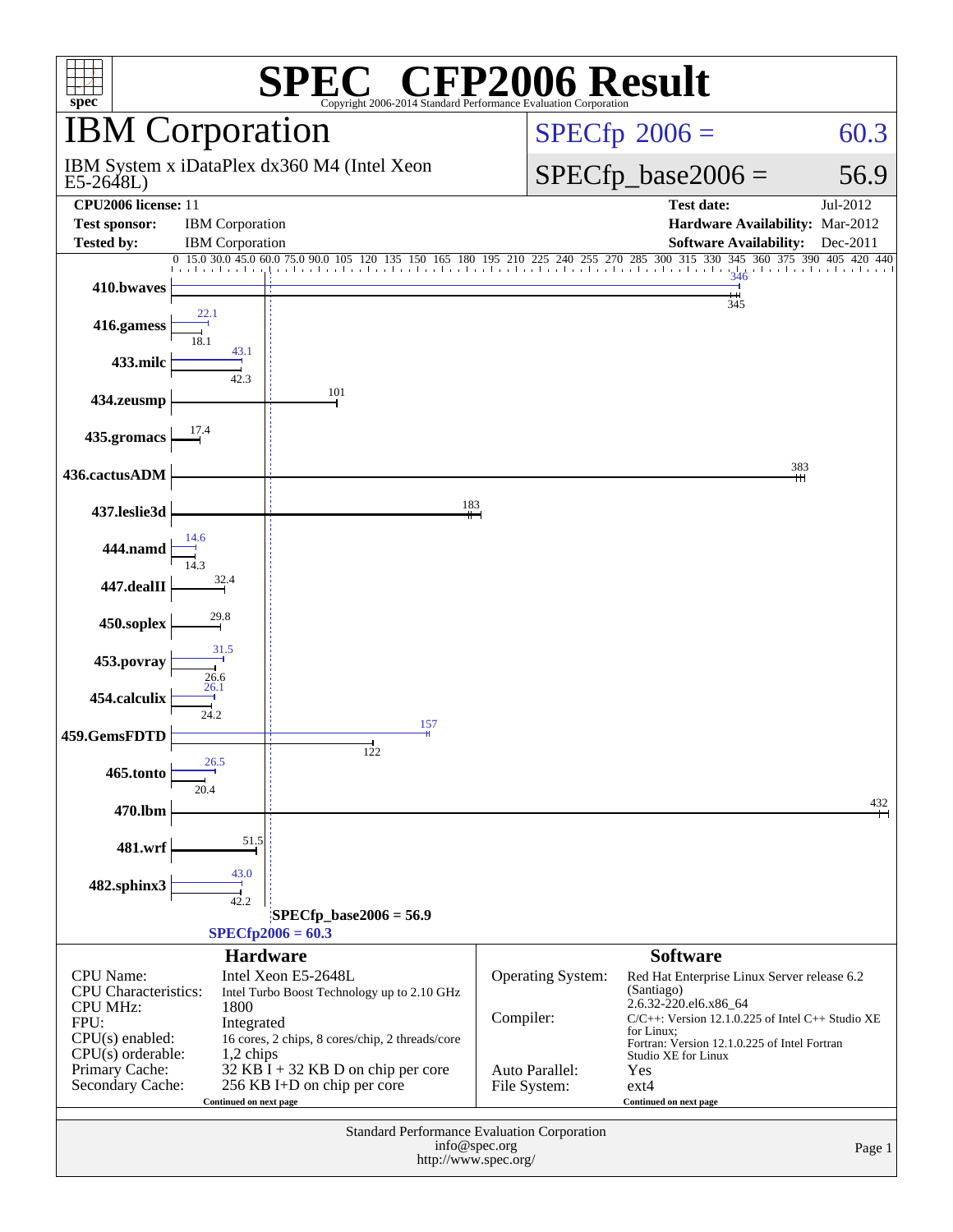# SPEC® CFP2006 Result

Copyright 2006-2014 Standard Performance Evaluation Corporation

## IBM Corporation

IBM System x iDataPlex dx360 M4 (Intel Xeon E5-2648L)

SPECfp 2006 = 60.3

SPECfp_base2006 = 56.9

| | | | |
|---|---|---|---|
| **CPU2006 license:** 11 | | **Test date:** | Jul-2012 |
| **Test sponsor:** | IBM Corporation | **Hardware Availability:** | Mar-2012 |
| **Tested by:** | IBM Corporation | **Software Availability:** | Dec-2011 |

| Benchmark | Peak | Base |
|---|---|---|
| 410.bwaves | 346 | 345 |
| 416.gamess | 22.1 | 18.1 |
| 433.milc | 43.1 | 42.3 |
| 434.zeusmp | | 101 |
| 435.gromacs | | 17.4 |
| 436.cactusADM | | 383 |
| 437.leslie3d | | 183 |
| 444.namd | 14.6 | 14.3 |
| 447.dealII | | 32.4 |
| 450.soplex | | 29.8 |
| 453.povray | 31.5 | 26.6 |
| 454.calculix | 26.1 | 24.2 |
| 459.GemsFDTD | 157 | 122 |
| 465.tonto | 26.5 | 20.4 |
| 470.lbm | | 432 |
| 481.wrf | | 51.5 |
| 482.sphinx3 | 43.0 | 42.2 |

SPECfp_base2006 = 56.9

SPECfp2006 = 60.3

### Hardware

| | |
|---|---|
| CPU Name: | Intel Xeon E5-2648L |
| CPU Characteristics: | Intel Turbo Boost Technology up to 2.10 GHz |
| CPU MHz: | 1800 |
| FPU: | Integrated |
| CPU(s) enabled: | 16 cores, 2 chips, 8 cores/chip, 2 threads/core |
| CPU(s) orderable: | 1,2 chips |
| Primary Cache: | 32 KB I + 32 KB D on chip per core |
| Secondary Cache: | 256 KB I+D on chip per core |

Continued on next page

### Software

| | |
|---|---|
| Operating System: | Red Hat Enterprise Linux Server release 6.2 (Santiago) 2.6.32-220.el6.x86_64 |
| Compiler: | C/C++: Version 12.1.0.225 of Intel C++ Studio XE for Linux; Fortran: Version 12.1.0.225 of Intel Fortran Studio XE for Linux |
| Auto Parallel: | Yes |
| File System: | ext4 |

Continued on next page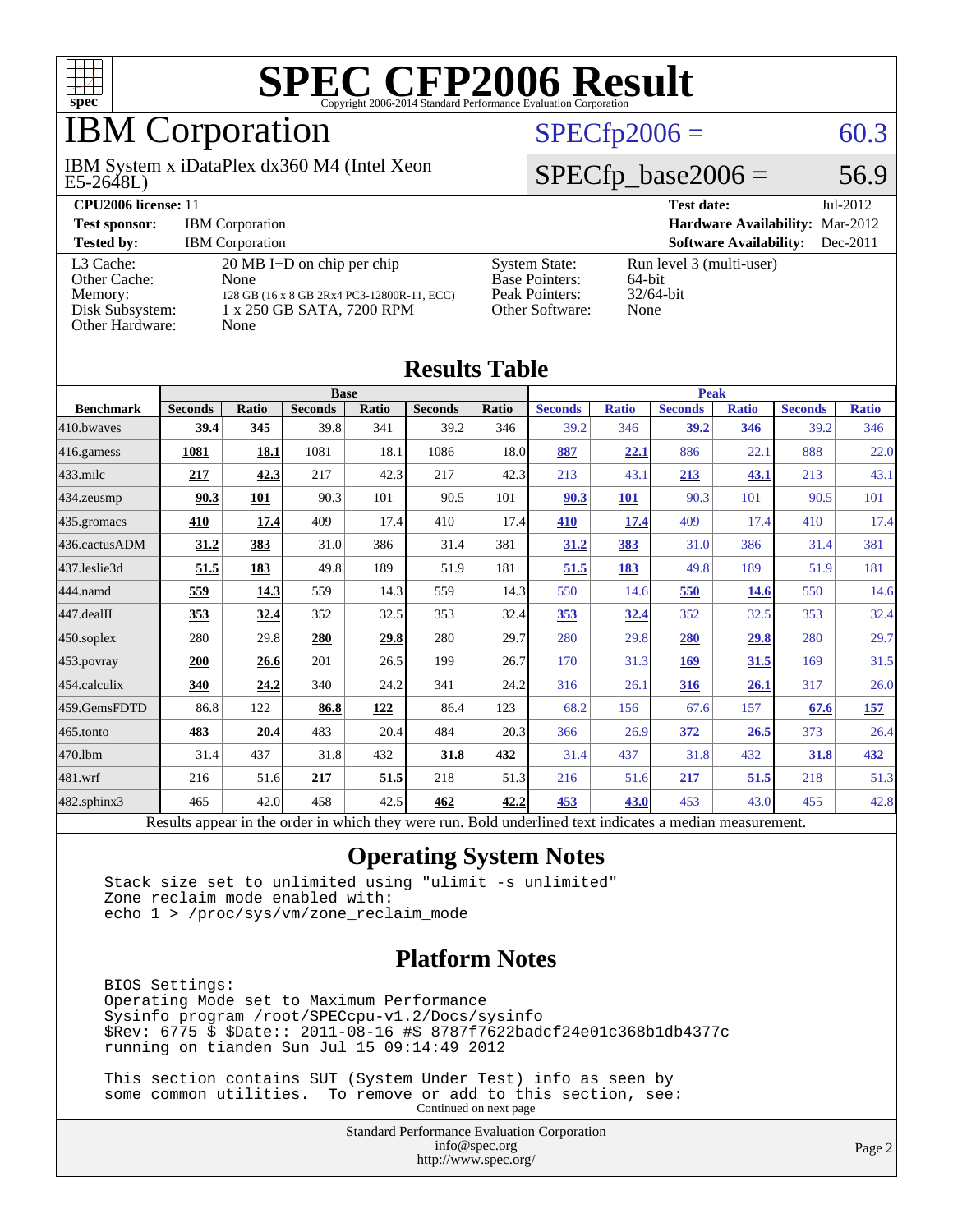# SPEC CFP2006 Result

Copyright 2006-2014 Standard Performance Evaluation Corporation

## IBM Corporation

IBM System x iDataPlex dx360 M4 (Intel Xeon E5-2648L)

SPECfp2006 = 60.3

SPECfp_base2006 = 56.9

| | | | |
|---|---|---|---|
| **CPU2006 license:** 11 | | **Test date:** | Jul-2012 |
| **Test sponsor:** | IBM Corporation | **Hardware Availability:** | Mar-2012 |
| **Tested by:** | IBM Corporation | **Software Availability:** | Dec-2011 |

| | | | |
|---|---|---|---|
| L3 Cache: | 20 MB I+D on chip per chip | System State: | Run level 3 (multi-user) |
| Other Cache: | None | Base Pointers: | 64-bit |
| Memory: | 128 GB (16 x 8 GB 2Rx4 PC3-12800R-11, ECC) | Peak Pointers: | 32/64-bit |
| Disk Subsystem: | 1 x 250 GB SATA, 7200 RPM | Other Software: | None |
| Other Hardware: | None | | |

## Results Table

| Benchmark | Base | | | | | | Peak | | | | | |
|---|---|---|---|---|---|---|---|---|---|---|---|---|
| | Seconds | Ratio | Seconds | Ratio | Seconds | Ratio | Seconds | Ratio | Seconds | Ratio | Seconds | Ratio |
| 410.bwaves | **39.4** | **345** | 39.8 | 341 | 39.2 | 346 | 39.2 | 346 | **39.2** | **346** | 39.2 | 346 |
| 416.gamess | **1081** | **18.1** | 1081 | 18.1 | 1086 | 18.0 | **887** | **22.1** | 886 | 22.1 | 888 | 22.0 |
| 433.milc | **217** | **42.3** | 217 | 42.3 | 217 | 42.3 | 213 | 43.1 | **213** | **43.1** | 213 | 43.1 |
| 434.zeusmp | **90.3** | **101** | 90.3 | 101 | 90.5 | 101 | **90.3** | **101** | 90.3 | 101 | 90.5 | 101 |
| 435.gromacs | **410** | **17.4** | 409 | 17.4 | 410 | 17.4 | **410** | **17.4** | 409 | 17.4 | 410 | 17.4 |
| 436.cactusADM | **31.2** | **383** | 31.0 | 386 | 31.4 | 381 | **31.2** | **383** | 31.0 | 386 | 31.4 | 381 |
| 437.leslie3d | **51.5** | **183** | 49.8 | 189 | 51.9 | 181 | **51.5** | **183** | 49.8 | 189 | 51.9 | 181 |
| 444.namd | **559** | **14.3** | 559 | 14.3 | 559 | 14.3 | 550 | 14.6 | **550** | **14.6** | 550 | 14.6 |
| 447.dealII | **353** | **32.4** | 352 | 32.5 | 353 | 32.4 | **353** | **32.4** | 352 | 32.5 | 353 | 32.4 |
| 450.soplex | 280 | 29.8 | **280** | **29.8** | 280 | 29.7 | 280 | 29.8 | **280** | **29.8** | 280 | 29.7 |
| 453.povray | **200** | **26.6** | 201 | 26.5 | 199 | 26.7 | 170 | 31.3 | **169** | **31.5** | 169 | 31.5 |
| 454.calculix | **340** | **24.2** | 340 | 24.2 | 341 | 24.2 | 316 | 26.1 | **316** | **26.1** | 317 | 26.0 |
| 459.GemsFDTD | 86.8 | 122 | **86.8** | **122** | 86.4 | 123 | 68.2 | 156 | 67.6 | 157 | **67.6** | **157** |
| 465.tonto | **483** | **20.4** | 483 | 20.4 | 484 | 20.3 | 366 | 26.9 | **372** | **26.5** | 373 | 26.4 |
| 470.lbm | 31.4 | 437 | 31.8 | 432 | **31.8** | **432** | 31.4 | 437 | 31.8 | 432 | **31.8** | **432** |
| 481.wrf | 216 | 51.6 | **217** | **51.5** | 218 | 51.3 | 216 | 51.6 | **217** | **51.5** | 218 | 51.3 |
| 482.sphinx3 | 465 | 42.0 | 458 | 42.5 | **462** | **42.2** | **453** | **43.0** | 453 | 43.0 | 455 | 42.8 |

Results appear in the order in which they were run. Bold underlined text indicates a median measurement.

## Operating System Notes

```
Stack size set to unlimited using "ulimit -s unlimited"
Zone reclaim mode enabled with:
echo 1 > /proc/sys/vm/zone_reclaim_mode
```

## Platform Notes

```
BIOS Settings:
Operating Mode set to Maximum Performance
Sysinfo program /root/SPECcpu-v1.2/Docs/sysinfo
$Rev: 6775 $ $Date:: 2011-08-16 #$ 8787f7622badcf24e01c368b1db4377c
running on tianden Sun Jul 15 09:14:49 2012

This section contains SUT (System Under Test) info as seen by
some common utilities.  To remove or add to this section, see:
```

Continued on next page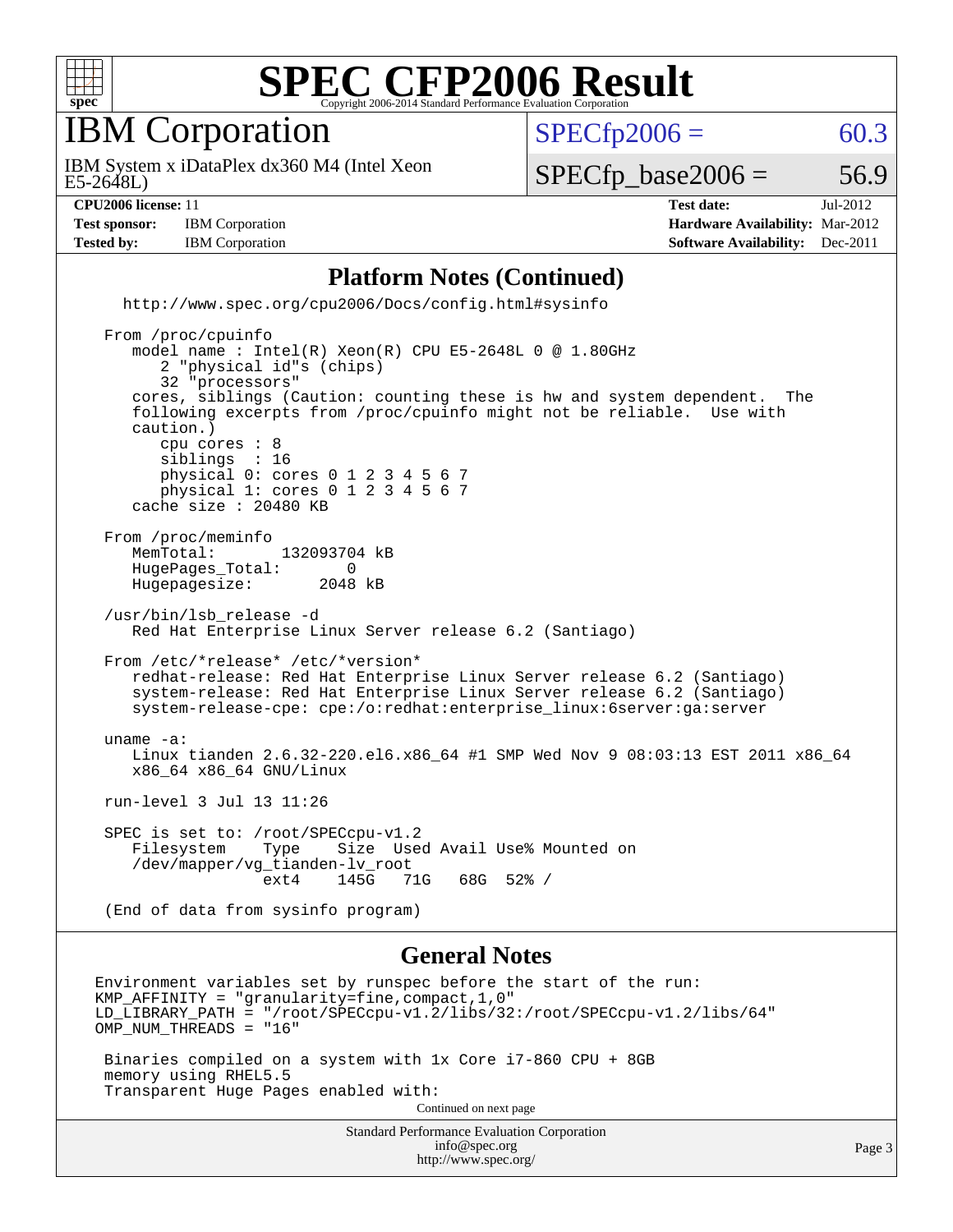# SPEC CFP2006 Result

Copyright 2006-2014 Standard Performance Evaluation Corporation

## IBM Corporation

IBM System x iDataPlex dx360 M4 (Intel Xeon E5-2648L)

SPECfp2006 = 60.3

SPECfp_base2006 = 56.9

| | | | |
|---|---|---|---|
| **CPU2006 license:** | 11 | **Test date:** | Jul-2012 |
| **Test sponsor:** | IBM Corporation | **Hardware Availability:** | Mar-2012 |
| **Tested by:** | IBM Corporation | **Software Availability:** | Dec-2011 |

### Platform Notes (Continued)

```
  http://www.spec.org/cpu2006/Docs/config.html#sysinfo

From /proc/cpuinfo
   model name : Intel(R) Xeon(R) CPU E5-2648L 0 @ 1.80GHz
      2 "physical id"s (chips)
      32 "processors"
   cores, siblings (Caution: counting these is hw and system dependent.  The
   following excerpts from /proc/cpuinfo might not be reliable.  Use with
   caution.)
      cpu cores : 8
      siblings  : 16
      physical 0: cores 0 1 2 3 4 5 6 7
      physical 1: cores 0 1 2 3 4 5 6 7
   cache size : 20480 KB

From /proc/meminfo
   MemTotal:       132093704 kB
   HugePages_Total:       0
   Hugepagesize:       2048 kB

/usr/bin/lsb_release -d
   Red Hat Enterprise Linux Server release 6.2 (Santiago)

From /etc/*release* /etc/*version*
   redhat-release: Red Hat Enterprise Linux Server release 6.2 (Santiago)
   system-release: Red Hat Enterprise Linux Server release 6.2 (Santiago)
   system-release-cpe: cpe:/o:redhat:enterprise_linux:6server:ga:server

uname -a:
   Linux tianden 2.6.32-220.el6.x86_64 #1 SMP Wed Nov 9 08:03:13 EST 2011 x86_64
   x86_64 x86_64 GNU/Linux

run-level 3 Jul 13 11:26

SPEC is set to: /root/SPECcpu-v1.2
   Filesystem    Type    Size  Used Avail Use% Mounted on
   /dev/mapper/vg_tianden-lv_root
                 ext4    145G   71G   68G  52% /

(End of data from sysinfo program)
```

### General Notes

```
Environment variables set by runspec before the start of the run:
KMP_AFFINITY = "granularity=fine,compact,1,0"
LD_LIBRARY_PATH = "/root/SPECcpu-v1.2/libs/32:/root/SPECcpu-v1.2/libs/64"
OMP_NUM_THREADS = "16"

 Binaries compiled on a system with 1x Core i7-860 CPU + 8GB
 memory using RHEL5.5
 Transparent Huge Pages enabled with:
```

Continued on next page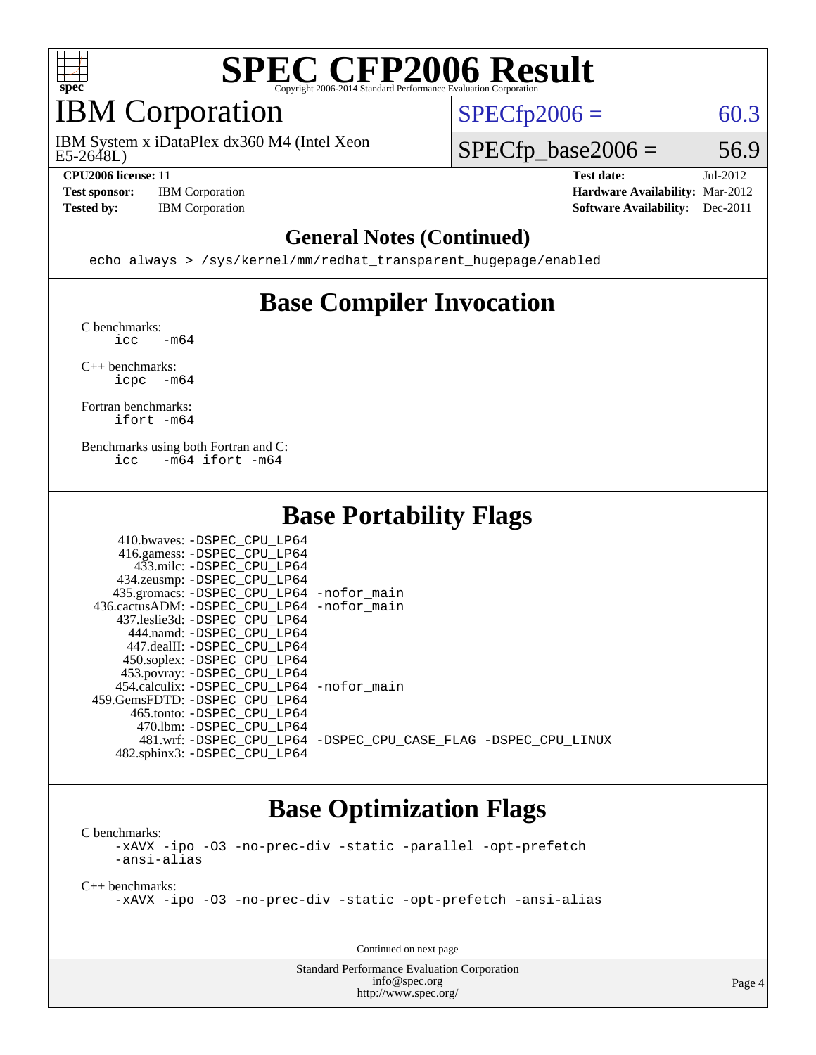# SPEC CFP2006 Result

Copyright 2006-2014 Standard Performance Evaluation Corporation

## IBM Corporation

IBM System x iDataPlex dx360 M4 (Intel Xeon E5-2648L)

SPECfp2006 = 60.3

SPECfp_base2006 = 56.9

**CPU2006 license:** 11
**Test sponsor:** IBM Corporation
**Tested by:** IBM Corporation

**Test date:** Jul-2012
**Hardware Availability:** Mar-2012
**Software Availability:** Dec-2011

### General Notes (Continued)

```
echo always > /sys/kernel/mm/redhat_transparent_hugepage/enabled
```

## Base Compiler Invocation

C benchmarks:
```
icc   -m64
```

C++ benchmarks:
```
icpc  -m64
```

Fortran benchmarks:
```
ifort -m64
```

Benchmarks using both Fortran and C:
```
icc   -m64 ifort -m64
```

## Base Portability Flags

| Benchmark | Flags |
|---|---|
| 410.bwaves: | -DSPEC_CPU_LP64 |
| 416.gamess: | -DSPEC_CPU_LP64 |
| 433.milc: | -DSPEC_CPU_LP64 |
| 434.zeusmp: | -DSPEC_CPU_LP64 |
| 435.gromacs: | -DSPEC_CPU_LP64 -nofor_main |
| 436.cactusADM: | -DSPEC_CPU_LP64 -nofor_main |
| 437.leslie3d: | -DSPEC_CPU_LP64 |
| 444.namd: | -DSPEC_CPU_LP64 |
| 447.dealII: | -DSPEC_CPU_LP64 |
| 450.soplex: | -DSPEC_CPU_LP64 |
| 453.povray: | -DSPEC_CPU_LP64 |
| 454.calculix: | -DSPEC_CPU_LP64 -nofor_main |
| 459.GemsFDTD: | -DSPEC_CPU_LP64 |
| 465.tonto: | -DSPEC_CPU_LP64 |
| 470.lbm: | -DSPEC_CPU_LP64 |
| 481.wrf: | -DSPEC_CPU_LP64 -DSPEC_CPU_CASE_FLAG -DSPEC_CPU_LINUX |
| 482.sphinx3: | -DSPEC_CPU_LP64 |

## Base Optimization Flags

C benchmarks:
```
-xAVX -ipo -O3 -no-prec-div -static -parallel -opt-prefetch
-ansi-alias
```

C++ benchmarks:
```
-xAVX -ipo -O3 -no-prec-div -static -opt-prefetch -ansi-alias
```

Continued on next page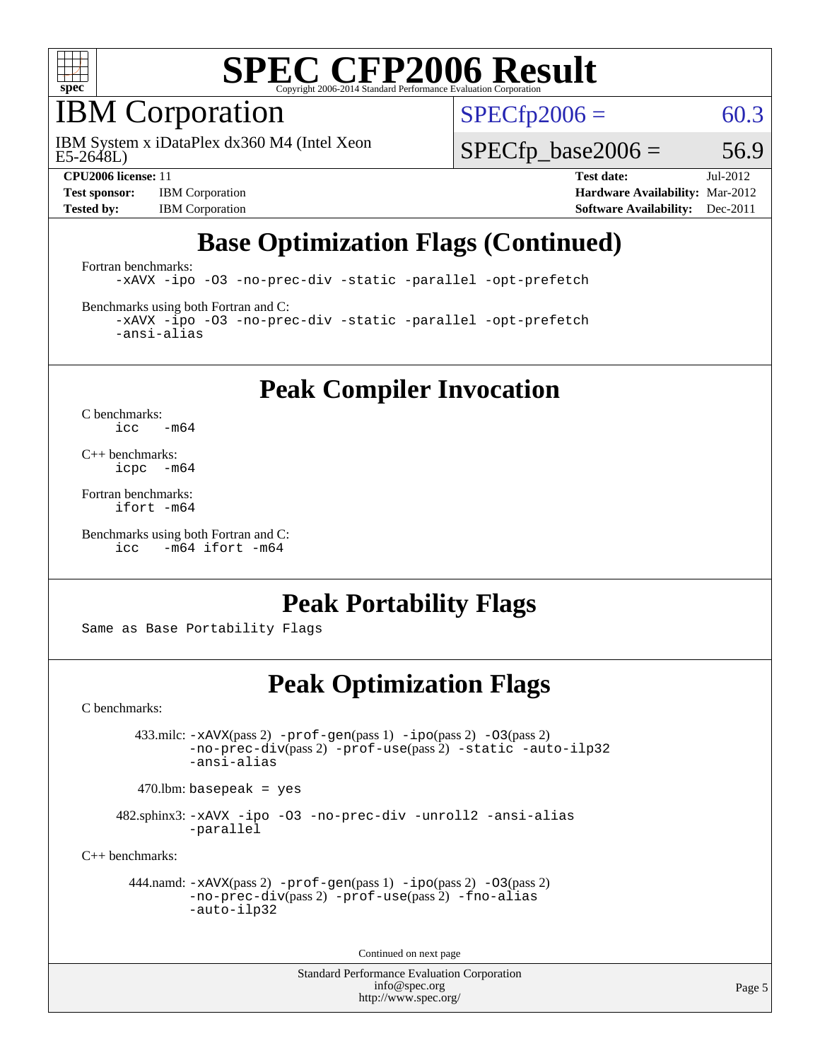# SPEC CFP2006 Result

Copyright 2006-2014 Standard Performance Evaluation Corporation

## IBM Corporation

IBM System x iDataPlex dx360 M4 (Intel Xeon E5-2648L)

SPECfp2006 = 60.3

SPECfp_base2006 = 56.9

**CPU2006 license:** 11
**Test sponsor:** IBM Corporation
**Tested by:** IBM Corporation

**Test date:** Jul-2012
**Hardware Availability:** Mar-2012
**Software Availability:** Dec-2011

## Base Optimization Flags (Continued)

Fortran benchmarks:

```
-xAVX -ipo -O3 -no-prec-div -static -parallel -opt-prefetch
```

Benchmarks using both Fortran and C:

```
-xAVX -ipo -O3 -no-prec-div -static -parallel -opt-prefetch
-ansi-alias
```

## Peak Compiler Invocation

C benchmarks:

```
icc   -m64
```

C++ benchmarks:

```
icpc  -m64
```

Fortran benchmarks:

```
ifort -m64
```

Benchmarks using both Fortran and C:

```
icc   -m64 ifort -m64
```

## Peak Portability Flags

Same as Base Portability Flags

## Peak Optimization Flags

C benchmarks:

433.milc: -xAVX(pass 2) -prof-gen(pass 1) -ipo(pass 2) -O3(pass 2) -no-prec-div(pass 2) -prof-use(pass 2) -static -auto-ilp32 -ansi-alias

470.lbm: basepeak = yes

482.sphinx3: -xAVX -ipo -O3 -no-prec-div -unroll2 -ansi-alias -parallel

C++ benchmarks:

444.namd: -xAVX(pass 2) -prof-gen(pass 1) -ipo(pass 2) -O3(pass 2) -no-prec-div(pass 2) -prof-use(pass 2) -fno-alias -auto-ilp32

Continued on next page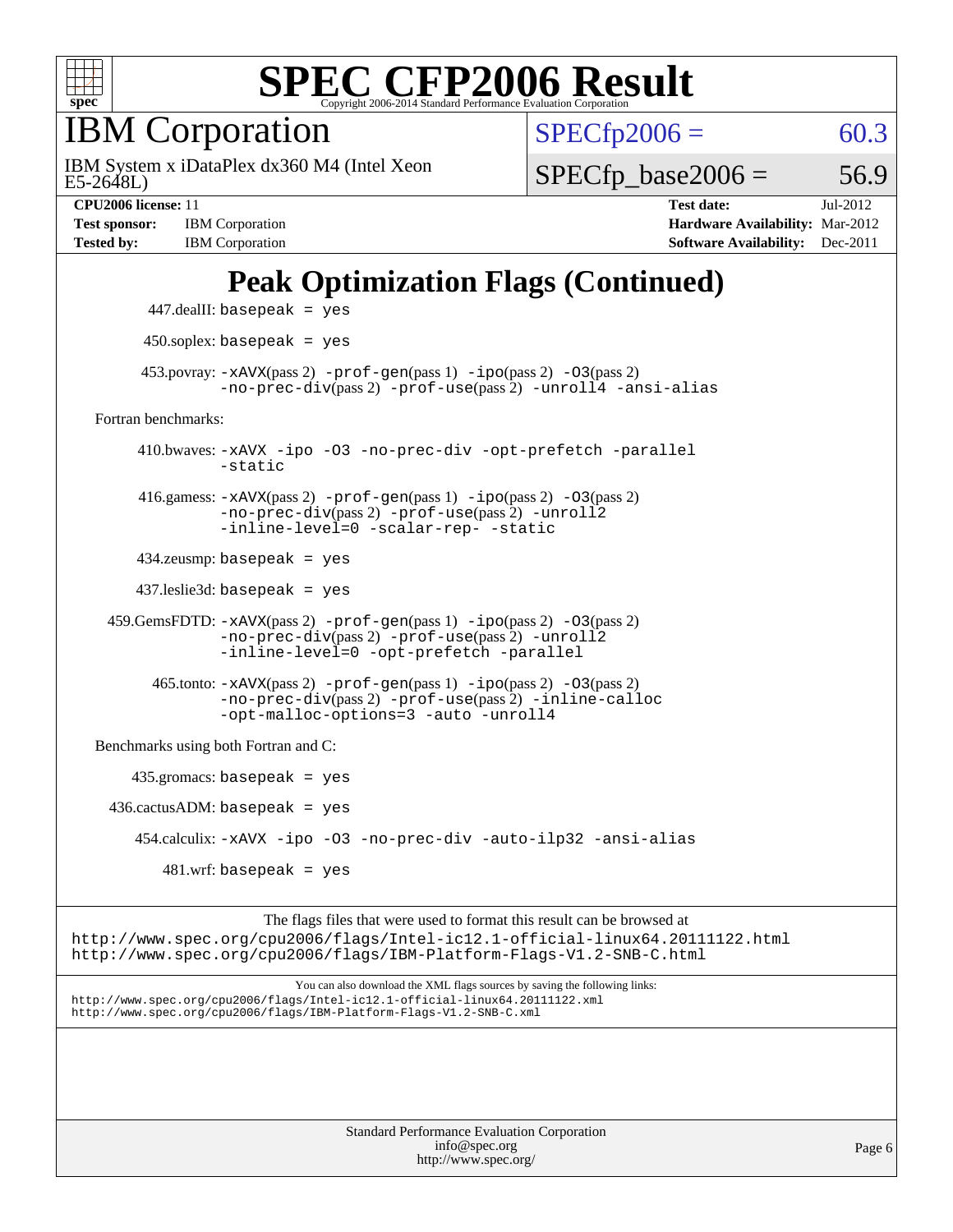# IBM Corporation

IBM System x iDataPlex dx360 M4 (Intel Xeon E5-2648L)

SPECfp2006 = 60.3

SPECfp_base2006 = 56.9

**CPU2006 license:** 11 **Test date:** Jul-2012

**Test sponsor:** IBM Corporation **Hardware Availability:** Mar-2012

**Tested by:** IBM Corporation **Software Availability:** Dec-2011

## Peak Optimization Flags (Continued)

447.dealII: `basepeak = yes`

450.soplex: `basepeak = yes`

453.povray: `-xAVX`(pass 2) `-prof-gen`(pass 1) `-ipo`(pass 2) `-O3`(pass 2) `-no-prec-div`(pass 2) `-prof-use`(pass 2) `-unroll4 -ansi-alias`

Fortran benchmarks:

410.bwaves: `-xAVX -ipo -O3 -no-prec-div -opt-prefetch -parallel -static`

416.gamess: `-xAVX`(pass 2) `-prof-gen`(pass 1) `-ipo`(pass 2) `-O3`(pass 2) `-no-prec-div`(pass 2) `-prof-use`(pass 2) `-unroll2 -inline-level=0 -scalar-rep- -static`

434.zeusmp: `basepeak = yes`

437.leslie3d: `basepeak = yes`

459.GemsFDTD: `-xAVX`(pass 2) `-prof-gen`(pass 1) `-ipo`(pass 2) `-O3`(pass 2) `-no-prec-div`(pass 2) `-prof-use`(pass 2) `-unroll2 -inline-level=0 -opt-prefetch -parallel`

465.tonto: `-xAVX`(pass 2) `-prof-gen`(pass 1) `-ipo`(pass 2) `-O3`(pass 2) `-no-prec-div`(pass 2) `-prof-use`(pass 2) `-inline-calloc -opt-malloc-options=3 -auto -unroll4`

Benchmarks using both Fortran and C:

435.gromacs: `basepeak = yes`

436.cactusADM: `basepeak = yes`

454.calculix: `-xAVX -ipo -O3 -no-prec-div -auto-ilp32 -ansi-alias`

481.wrf: `basepeak = yes`

The flags files that were used to format this result can be browsed at
http://www.spec.org/cpu2006/flags/Intel-ic12.1-official-linux64.20111122.html
http://www.spec.org/cpu2006/flags/IBM-Platform-Flags-V1.2-SNB-C.html

You can also download the XML flags sources by saving the following links:
http://www.spec.org/cpu2006/flags/Intel-ic12.1-official-linux64.20111122.xml
http://www.spec.org/cpu2006/flags/IBM-Platform-Flags-V1.2-SNB-C.xml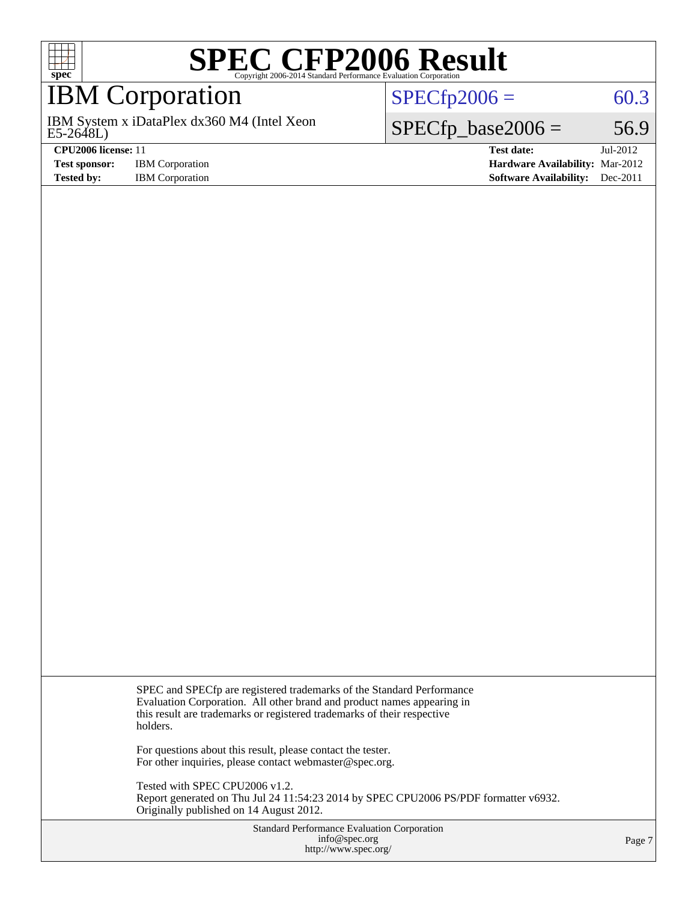# SPEC CFP2006 Result

Copyright 2006-2014 Standard Performance Evaluation Corporation

## IBM Corporation

IBM System x iDataPlex dx360 M4 (Intel Xeon E5-2648L)

SPECfp2006 = 60.3

SPECfp_base2006 = 56.9

**CPU2006 license:** 11

**Test sponsor:** IBM Corporation

**Tested by:** IBM Corporation

**Test date:** Jul-2012

**Hardware Availability:** Mar-2012

**Software Availability:** Dec-2011

SPEC and SPECfp are registered trademarks of the Standard Performance Evaluation Corporation. All other brand and product names appearing in this result are trademarks or registered trademarks of their respective holders.

For questions about this result, please contact the tester.
For other inquiries, please contact webmaster@spec.org.

Tested with SPEC CPU2006 v1.2.
Report generated on Thu Jul 24 11:54:23 2014 by SPEC CPU2006 PS/PDF formatter v6932.
Originally published on 14 August 2012.

Standard Performance Evaluation Corporation
info@spec.org
http://www.spec.org/